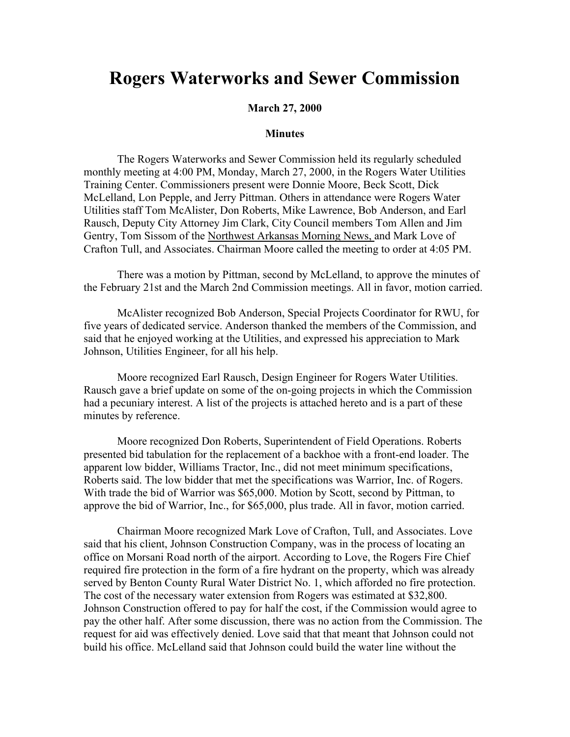# Rogers Waterworks and Sewer Commission

**March 27, 2000**

**Minutes**

The Rogers Waterworks and Sewer Commission held its regularly scheduled monthly meeting at 4:00 PM, Monday, March 27, 2000, in the Rogers Water Utilities Training Center. Commissioners present were Donnie Moore, Beck Scott, Dick McLelland, Lon Pepple, and Jerry Pittman. Others in attendance were Rogers Water Utilities staff Tom McAlister, Don Roberts, Mike Lawrence, Bob Anderson, and Earl Rausch, Deputy City Attorney Jim Clark, City Council members Tom Allen and Jim Gentry, Tom Sissom of the Northwest Arkansas Morning News, and Mark Love of Crafton Tull, and Associates. Chairman Moore called the meeting to order at 4:05 PM.

There was a motion by Pittman, second by McLelland, to approve the minutes of the February 21st and the March 2nd Commission meetings. All in favor, motion carried.

McAlister recognized Bob Anderson, Special Projects Coordinator for RWU, for five years of dedicated service. Anderson thanked the members of the Commission, and said that he enjoyed working at the Utilities, and expressed his appreciation to Mark Johnson, Utilities Engineer, for all his help.

Moore recognized Earl Rausch, Design Engineer for Rogers Water Utilities. Rausch gave a brief update on some of the on-going projects in which the Commission had a pecuniary interest. A list of the projects is attached hereto and is a part of these minutes by reference.

Moore recognized Don Roberts, Superintendent of Field Operations. Roberts presented bid tabulation for the replacement of a backhoe with a front-end loader. The apparent low bidder, Williams Tractor, Inc., did not meet minimum specifications, Roberts said. The low bidder that met the specifications was Warrior, Inc. of Rogers. With trade the bid of Warrior was $65,000. Motion by Scott, second by Pittman, to approve the bid of Warrior, Inc., for $65,000, plus trade. All in favor, motion carried.

Chairman Moore recognized Mark Love of Crafton, Tull, and Associates. Love said that his client, Johnson Construction Company, was in the process of locating an office on Morsani Road north of the airport. According to Love, the Rogers Fire Chief required fire protection in the form of a fire hydrant on the property, which was already served by Benton County Rural Water District No. 1, which afforded no fire protection. The cost of the necessary water extension from Rogers was estimated at $32,800. Johnson Construction offered to pay for half the cost, if the Commission would agree to pay the other half. After some discussion, there was no action from the Commission. The request for aid was effectively denied. Love said that that meant that Johnson could not build his office. McLelland said that Johnson could build the water line without the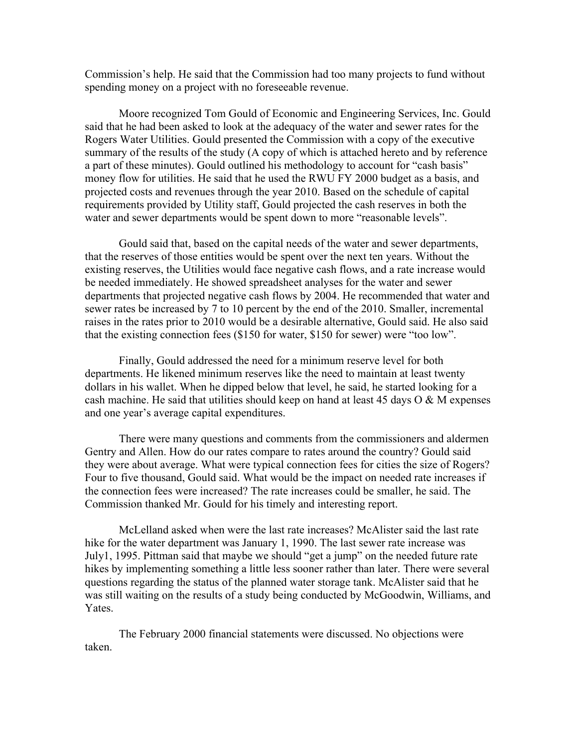Commission's help. He said that the Commission had too many projects to fund without spending money on a project with no foreseeable revenue.

Moore recognized Tom Gould of Economic and Engineering Services, Inc. Gould said that he had been asked to look at the adequacy of the water and sewer rates for the Rogers Water Utilities. Gould presented the Commission with a copy of the executive summary of the results of the study (A copy of which is attached hereto and by reference a part of these minutes). Gould outlined his methodology to account for "cash basis" money flow for utilities. He said that he used the RWU FY 2000 budget as a basis, and projected costs and revenues through the year 2010. Based on the schedule of capital requirements provided by Utility staff, Gould projected the cash reserves in both the water and sewer departments would be spent down to more "reasonable levels".

Gould said that, based on the capital needs of the water and sewer departments, that the reserves of those entities would be spent over the next ten years. Without the existing reserves, the Utilities would face negative cash flows, and a rate increase would be needed immediately. He showed spreadsheet analyses for the water and sewer departments that projected negative cash flows by 2004. He recommended that water and sewer rates be increased by 7 to 10 percent by the end of the 2010. Smaller, incremental raises in the rates prior to 2010 would be a desirable alternative, Gould said. He also said that the existing connection fees ($150 for water, $150 for sewer) were "too low".

Finally, Gould addressed the need for a minimum reserve level for both departments. He likened minimum reserves like the need to maintain at least twenty dollars in his wallet. When he dipped below that level, he said, he started looking for a cash machine. He said that utilities should keep on hand at least 45 days O & M expenses and one year's average capital expenditures.

There were many questions and comments from the commissioners and aldermen Gentry and Allen. How do our rates compare to rates around the country? Gould said they were about average. What were typical connection fees for cities the size of Rogers? Four to five thousand, Gould said. What would be the impact on needed rate increases if the connection fees were increased? The rate increases could be smaller, he said. The Commission thanked Mr. Gould for his timely and interesting report.

McLelland asked when were the last rate increases? McAlister said the last rate hike for the water department was January 1, 1990. The last sewer rate increase was July1, 1995. Pittman said that maybe we should "get a jump" on the needed future rate hikes by implementing something a little less sooner rather than later. There were several questions regarding the status of the planned water storage tank. McAlister said that he was still waiting on the results of a study being conducted by McGoodwin, Williams, and Yates.

The February 2000 financial statements were discussed. No objections were taken.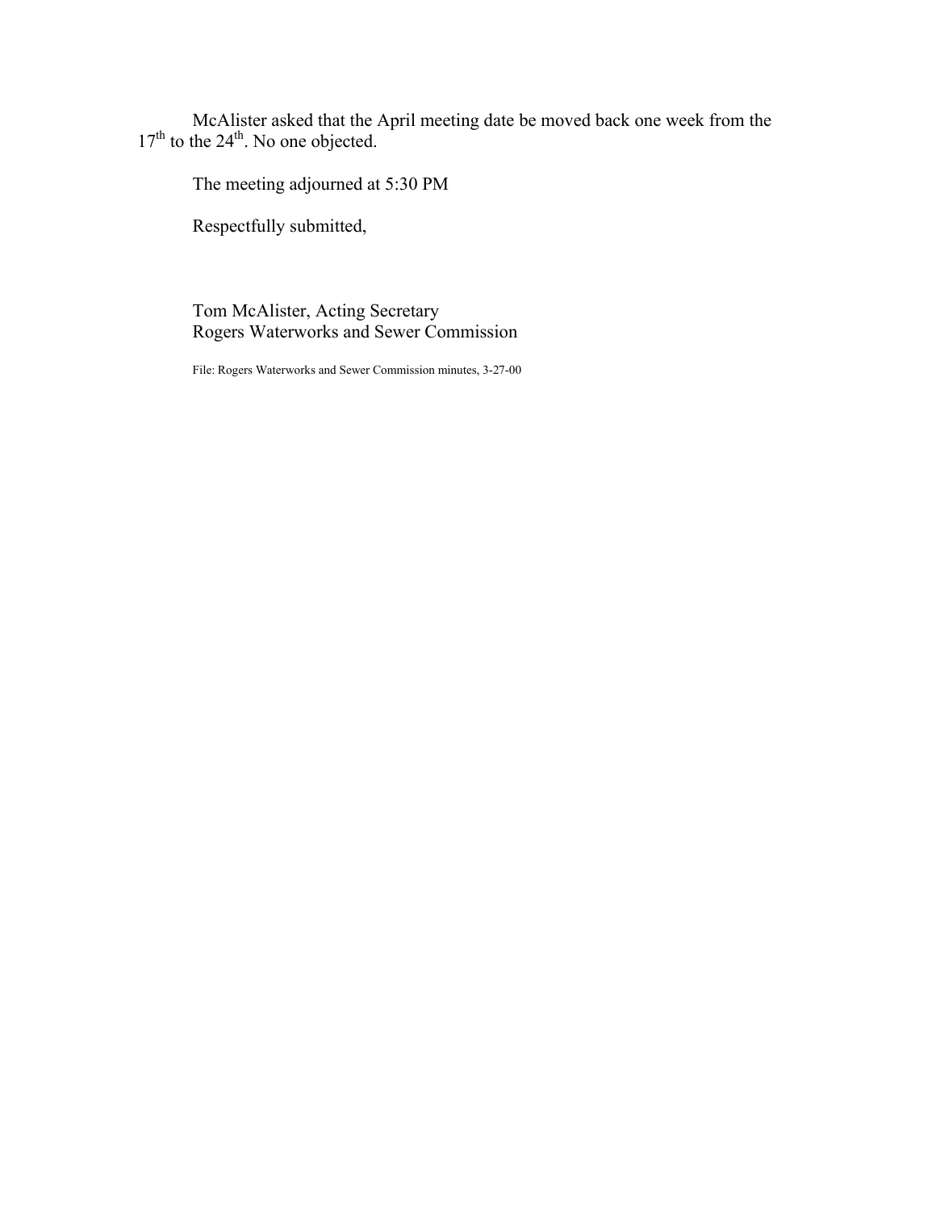McAlister asked that the April meeting date be moved back one week from the 17th to the 24th. No one objected.

The meeting adjourned at 5:30 PM

Respectfully submitted,

Tom McAlister, Acting Secretary
Rogers Waterworks and Sewer Commission

File: Rogers Waterworks and Sewer Commission minutes, 3-27-00